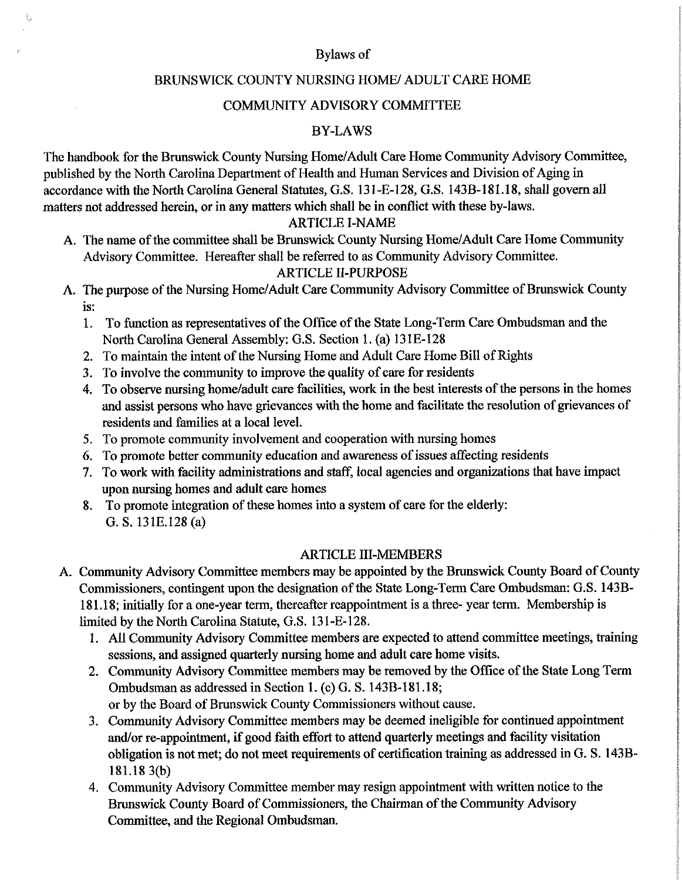Bylaws of

# BRUNSWICK COUNTY NURSING HOME/ ADULT CARE HOME

# COMMUNITY ADVISORY COMMITTEE

# BY-LAWS

The handbook for the Brunswick County Nursing Home/Adult Care Home Community Advisory Committee, published by the North Carolina Department of Health and Human Services and Division of Aging in accordance with the North Carolina General Statutes, G.S. 131-E-128, G.S. 143B-181.18, shall govern all matters not addressed herein, or in any matters which shall be in conflict with these by-laws.

## ARTICLE I-NAME

A. The name of the committee shall be Brunswick County Nursing Home/Adult Care Home Community Advisory Committee. Hereafter shall be referred to as Community Advisory Committee.

## ARTICLE II-PURPOSE

A. The purpose of the Nursing Home/Adult Care Community Advisory Committee of Brunswick County is:
   1. To function as representatives of the Office of the State Long-Term Care Ombudsman and the North Carolina General Assembly: G.S. Section 1. (a) 131E-128
   2. To maintain the intent of the Nursing Home and Adult Care Home Bill of Rights
   3. To involve the community to improve the quality of care for residents
   4. To observe nursing home/adult care facilities, work in the best interests of the persons in the homes and assist persons who have grievances with the home and facilitate the resolution of grievances of residents and families at a local level.
   5. To promote community involvement and cooperation with nursing homes
   6. To promote better community education and awareness of issues affecting residents
   7. To work with facility administrations and staff, local agencies and organizations that have impact upon nursing homes and adult care homes
   8. To promote integration of these homes into a system of care for the elderly: G. S. 131E.128 (a)

## ARTICLE III-MEMBERS

A. Community Advisory Committee members may be appointed by the Brunswick County Board of County Commissioners, contingent upon the designation of the State Long-Term Care Ombudsman: G.S. 143B-181.18; initially for a one-year term, thereafter reappointment is a three- year term. Membership is limited by the North Carolina Statute, G.S. 131-E-128.
   1. All Community Advisory Committee members are expected to attend committee meetings, training sessions, and assigned quarterly nursing home and adult care home visits.
   2. Community Advisory Committee members may be removed by the Office of the State Long Term Ombudsman as addressed in Section 1. (c) G. S. 143B-181.18; or by the Board of Brunswick County Commissioners without cause.
   3. Community Advisory Committee members may be deemed ineligible for continued appointment and/or re-appointment, if good faith effort to attend quarterly meetings and facility visitation obligation is not met; do not meet requirements of certification training as addressed in G. S. 143B-181.18 3(b)
   4. Community Advisory Committee member may resign appointment with written notice to the Brunswick County Board of Commissioners, the Chairman of the Community Advisory Committee, and the Regional Ombudsman.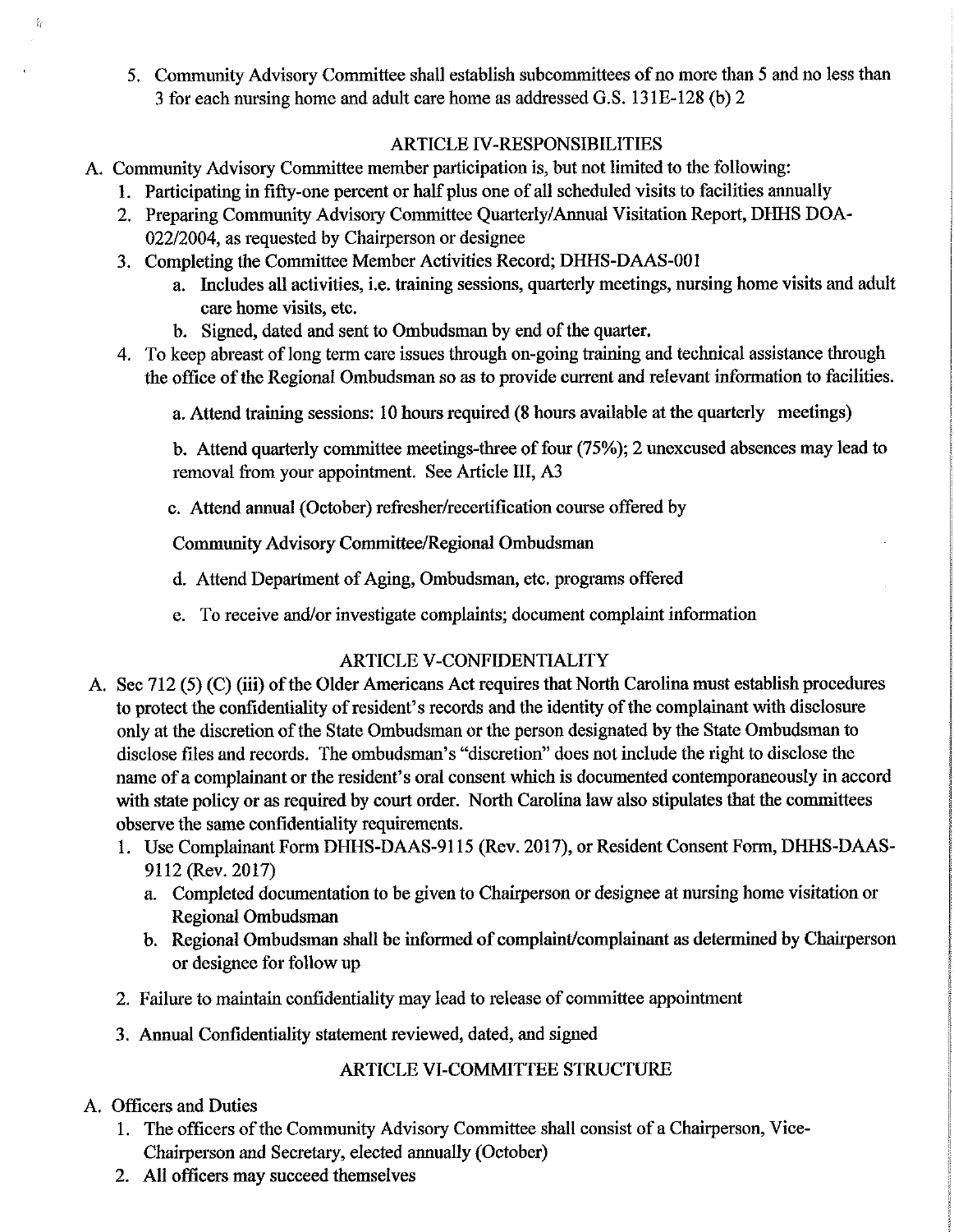5. Community Advisory Committee shall establish subcommittees of no more than 5 and no less than 3 for each nursing home and adult care home as addressed G.S. 131E-128 (b) 2

## ARTICLE IV-RESPONSIBILITIES

A. Community Advisory Committee member participation is, but not limited to the following:
   1. Participating in fifty-one percent or half plus one of all scheduled visits to facilities annually
   2. Preparing Community Advisory Committee Quarterly/Annual Visitation Report, DHHS DOA-022/2004, as requested by Chairperson or designee
   3. Completing the Committee Member Activities Record; DHHS-DAAS-001
      a. Includes all activities, i.e. training sessions, quarterly meetings, nursing home visits and adult care home visits, etc.
      b. Signed, dated and sent to Ombudsman by end of the quarter.
   4. To keep abreast of long term care issues through on-going training and technical assistance through the office of the Regional Ombudsman so as to provide current and relevant information to facilities.

      a. Attend training sessions: 10 hours required (8 hours available at the quarterly meetings)

      b. Attend quarterly committee meetings-three of four (75%); 2 unexcused absences may lead to removal from your appointment. See Article III, A3

      c. Attend annual (October) refresher/recertification course offered by

      Community Advisory Committee/Regional Ombudsman

      d. Attend Department of Aging, Ombudsman, etc. programs offered

      e. To receive and/or investigate complaints; document complaint information

## ARTICLE V-CONFIDENTIALITY

A. Sec 712 (5) (C) (iii) of the Older Americans Act requires that North Carolina must establish procedures to protect the confidentiality of resident's records and the identity of the complainant with disclosure only at the discretion of the State Ombudsman or the person designated by the State Ombudsman to disclose files and records. The ombudsman's "discretion" does not include the right to disclose the name of a complainant or the resident's oral consent which is documented contemporaneously in accord with state policy or as required by court order. North Carolina law also stipulates that the committees observe the same confidentiality requirements.
   1. Use Complainant Form DHHS-DAAS-9115 (Rev. 2017), or Resident Consent Form, DHHS-DAAS-9112 (Rev. 2017)
      a. Completed documentation to be given to Chairperson or designee at nursing home visitation or Regional Ombudsman
      b. Regional Ombudsman shall be informed of complaint/complainant as determined by Chairperson or designee for follow up

   2. Failure to maintain confidentiality may lead to release of committee appointment

   3. Annual Confidentiality statement reviewed, dated, and signed

## ARTICLE VI-COMMITTEE STRUCTURE

A. Officers and Duties
   1. The officers of the Community Advisory Committee shall consist of a Chairperson, Vice-Chairperson and Secretary, elected annually (October)
   2. All officers may succeed themselves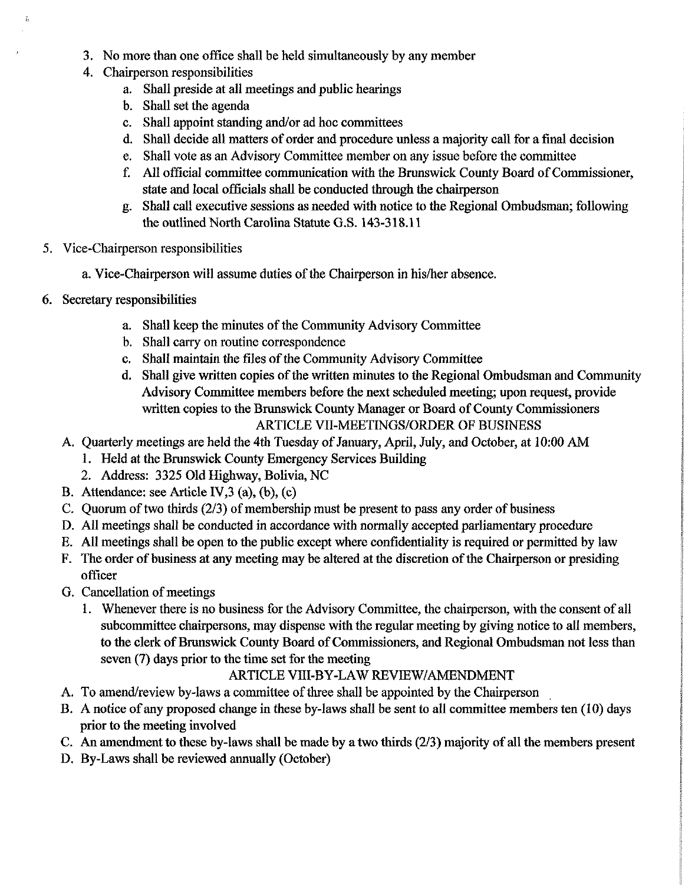3. No more than one office shall be held simultaneously by any member
4. Chairperson responsibilities
   a. Shall preside at all meetings and public hearings
   b. Shall set the agenda
   c. Shall appoint standing and/or ad hoc committees
   d. Shall decide all matters of order and procedure unless a majority call for a final decision
   e. Shall vote as an Advisory Committee member on any issue before the committee
   f. All official committee communication with the Brunswick County Board of Commissioner, state and local officials shall be conducted through the chairperson
   g. Shall call executive sessions as needed with notice to the Regional Ombudsman; following the outlined North Carolina Statute G.S. 143-318.11
5. Vice-Chairperson responsibilities
   a. Vice-Chairperson will assume duties of the Chairperson in his/her absence.
6. Secretary responsibilities
   a. Shall keep the minutes of the Community Advisory Committee
   b. Shall carry on routine correspondence
   c. Shall maintain the files of the Community Advisory Committee
   d. Shall give written copies of the written minutes to the Regional Ombudsman and Community Advisory Committee members before the next scheduled meeting; upon request, provide written copies to the Brunswick County Manager or Board of County Commissioners

## ARTICLE VII-MEETINGS/ORDER OF BUSINESS

A. Quarterly meetings are held the 4th Tuesday of January, April, July, and October, at 10:00 AM
   1. Held at the Brunswick County Emergency Services Building
   2. Address: 3325 Old Highway, Bolivia, NC
B. Attendance: see Article IV,3 (a), (b), (c)
C. Quorum of two thirds (2/3) of membership must be present to pass any order of business
D. All meetings shall be conducted in accordance with normally accepted parliamentary procedure
E. All meetings shall be open to the public except where confidentiality is required or permitted by law
F. The order of business at any meeting may be altered at the discretion of the Chairperson or presiding officer
G. Cancellation of meetings
   1. Whenever there is no business for the Advisory Committee, the chairperson, with the consent of all subcommittee chairpersons, may dispense with the regular meeting by giving notice to all members, to the clerk of Brunswick County Board of Commissioners, and Regional Ombudsman not less than seven (7) days prior to the time set for the meeting

## ARTICLE VIII-BY-LAW REVIEW/AMENDMENT

A. To amend/review by-laws a committee of three shall be appointed by the Chairperson
B. A notice of any proposed change in these by-laws shall be sent to all committee members ten (10) days prior to the meeting involved
C. An amendment to these by-laws shall be made by a two thirds (2/3) majority of all the members present
D. By-Laws shall be reviewed annually (October)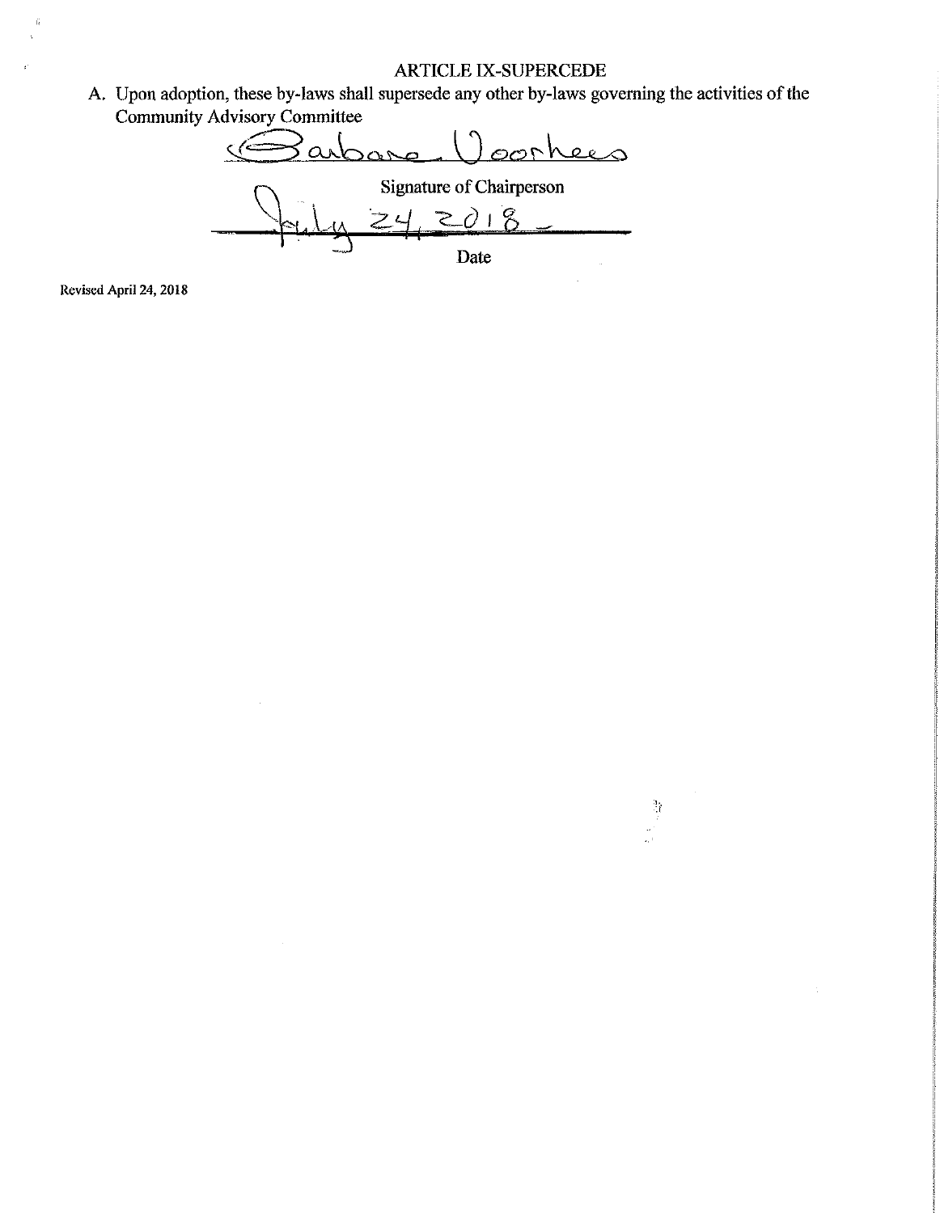## ARTICLE IX-SUPERCEDE

A. Upon adoption, these by-laws shall supersede any other by-laws governing the activities of the Community Advisory Committee

Barbara Voorhees

Signature of Chairperson

July 24, 2018

Date

Revised April 24, 2018